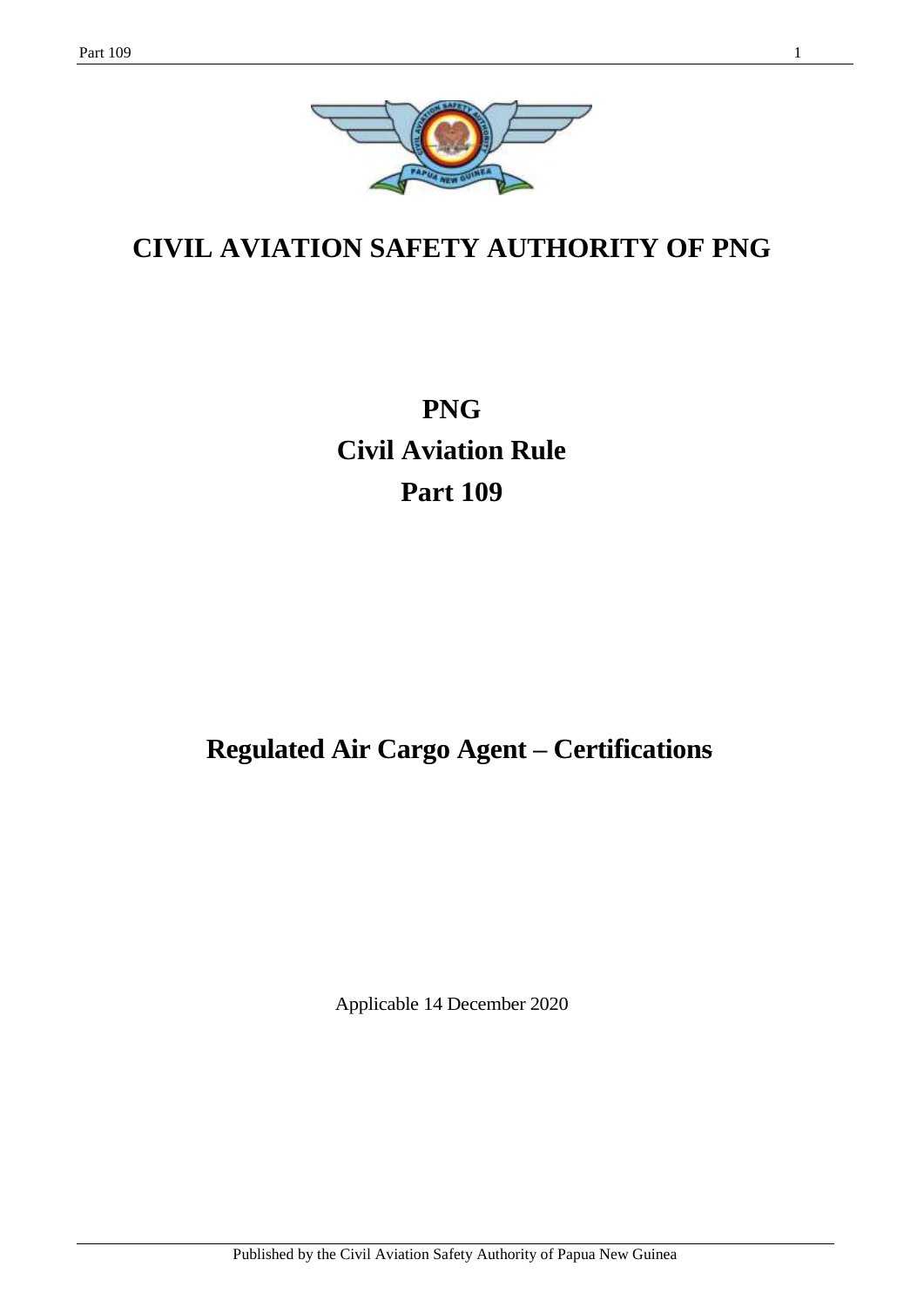# CIVIL AVIATION SAFETY AUTHORITY OF PNG

# PNG
# Civil Aviation Rule
# Part 109

## Regulated Air Cargo Agent – Certifications

Applicable 14 December 2020

Published by the Civil Aviation Safety Authority of Papua New Guinea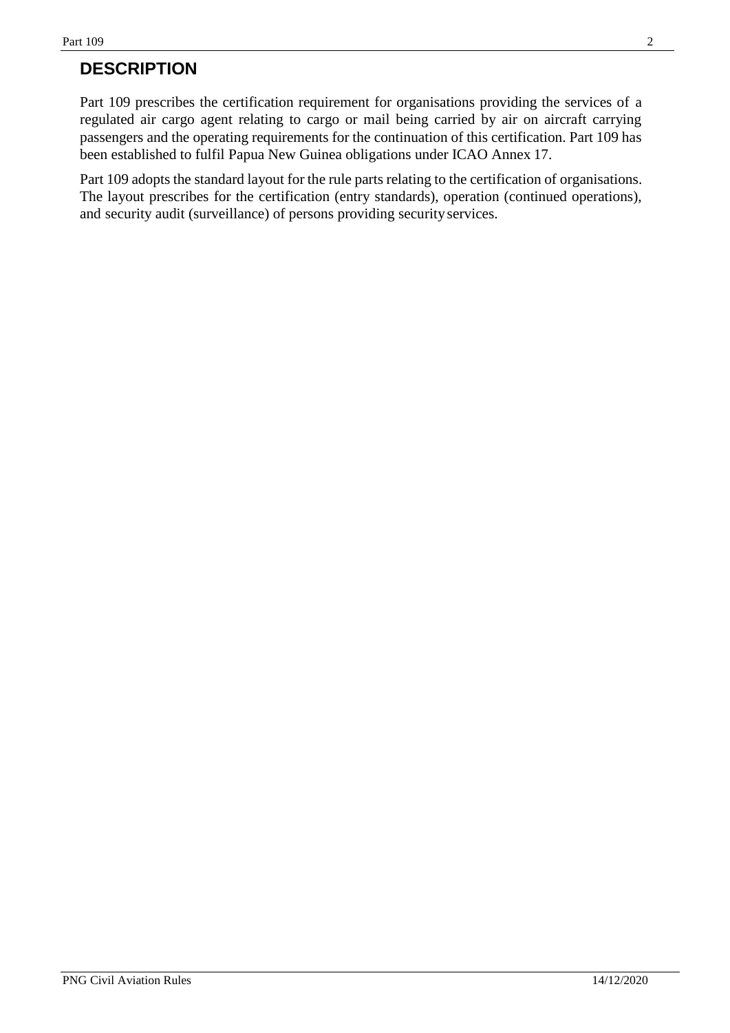# DESCRIPTION

Part 109 prescribes the certification requirement for organisations providing the services of a regulated air cargo agent relating to cargo or mail being carried by air on aircraft carrying passengers and the operating requirements for the continuation of this certification. Part 109 has been established to fulfil Papua New Guinea obligations under ICAO Annex 17.

Part 109 adopts the standard layout for the rule parts relating to the certification of organisations. The layout prescribes for the certification (entry standards), operation (continued operations), and security audit (surveillance) of persons providing security services.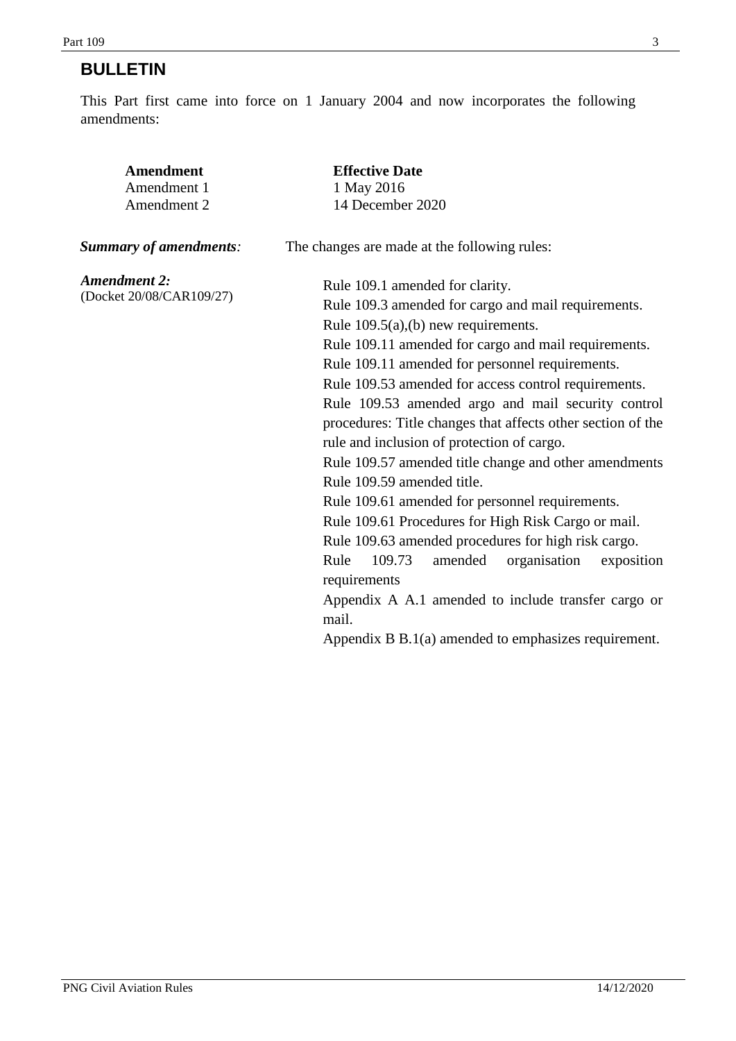## BULLETIN

This Part first came into force on 1 January 2004 and now incorporates the following amendments:

| Amendment | Effective Date |
|---|---|
| Amendment 1 | 1 May 2016 |
| Amendment 2 | 14 December 2020 |

***Summary of amendments:*** The changes are made at the following rules:

***Amendment 2:***
(Docket 20/08/CAR109/27)

Rule 109.1 amended for clarity.
Rule 109.3 amended for cargo and mail requirements.
Rule 109.5(a),(b) new requirements.
Rule 109.11 amended for cargo and mail requirements.
Rule 109.11 amended for personnel requirements.
Rule 109.53 amended for access control requirements.
Rule 109.53 amended argo and mail security control procedures: Title changes that affects other section of the rule and inclusion of protection of cargo.
Rule 109.57 amended title change and other amendments
Rule 109.59 amended title.
Rule 109.61 amended for personnel requirements.
Rule 109.61 Procedures for High Risk Cargo or mail.
Rule 109.63 amended procedures for high risk cargo.
Rule 109.73 amended organisation exposition requirements
Appendix A A.1 amended to include transfer cargo or mail.
Appendix B B.1(a) amended to emphasizes requirement.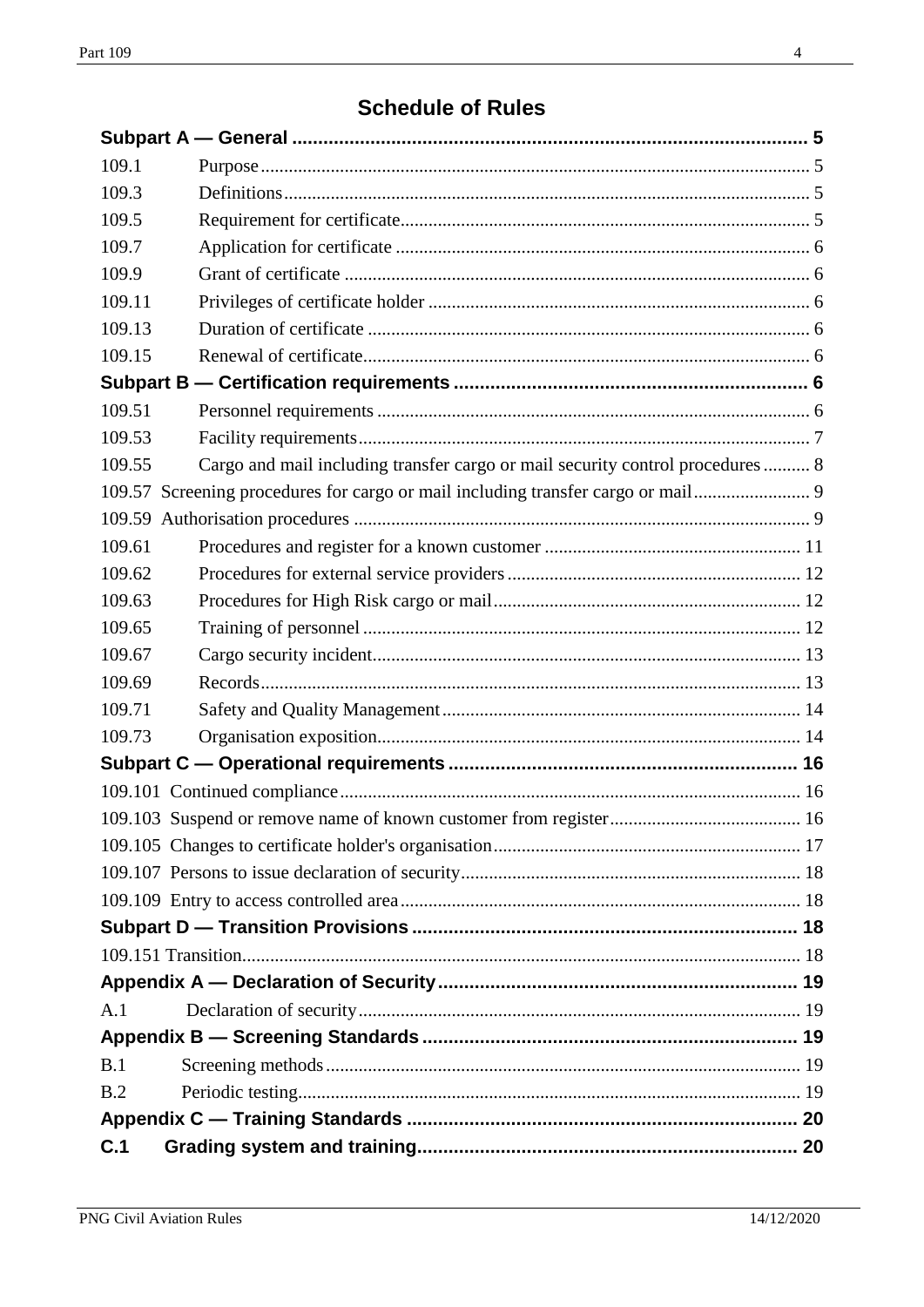# Schedule of Rules

| | | |
|---|---|---|
| **Subpart A — General** | | **5** |
| 109.1 | Purpose | 5 |
| 109.3 | Definitions | 5 |
| 109.5 | Requirement for certificate | 5 |
| 109.7 | Application for certificate | 6 |
| 109.9 | Grant of certificate | 6 |
| 109.11 | Privileges of certificate holder | 6 |
| 109.13 | Duration of certificate | 6 |
| 109.15 | Renewal of certificate | 6 |
| **Subpart B — Certification requirements** | | **6** |
| 109.51 | Personnel requirements | 6 |
| 109.53 | Facility requirements | 7 |
| 109.55 | Cargo and mail including transfer cargo or mail security control procedures | 8 |
| 109.57 | Screening procedures for cargo or mail including transfer cargo or mail | 9 |
| 109.59 | Authorisation procedures | 9 |
| 109.61 | Procedures and register for a known customer | 11 |
| 109.62 | Procedures for external service providers | 12 |
| 109.63 | Procedures for High Risk cargo or mail | 12 |
| 109.65 | Training of personnel | 12 |
| 109.67 | Cargo security incident | 13 |
| 109.69 | Records | 13 |
| 109.71 | Safety and Quality Management | 14 |
| 109.73 | Organisation exposition | 14 |
| **Subpart C — Operational requirements** | | **16** |
| 109.101 | Continued compliance | 16 |
| 109.103 | Suspend or remove name of known customer from register | 16 |
| 109.105 | Changes to certificate holder's organisation | 17 |
| 109.107 | Persons to issue declaration of security | 18 |
| 109.109 | Entry to access controlled area | 18 |
| **Subpart D — Transition Provisions** | | **18** |
| 109.151 | Transition | 18 |
| **Appendix A — Declaration of Security** | | **19** |
| A.1 | Declaration of security | 19 |
| **Appendix B — Screening Standards** | | **19** |
| B.1 | Screening methods | 19 |
| B.2 | Periodic testing | 19 |
| **Appendix C — Training Standards** | | **20** |
| **C.1** | **Grading system and training** | **20** |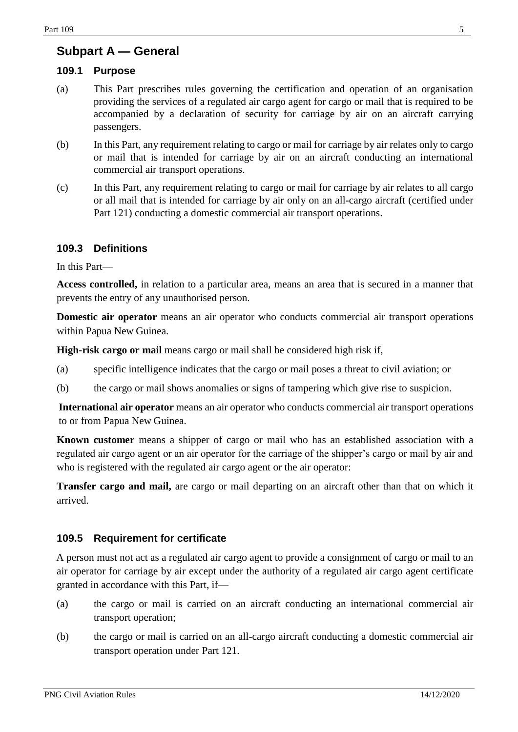## Subpart A — General

### 109.1 Purpose

(a) This Part prescribes rules governing the certification and operation of an organisation providing the services of a regulated air cargo agent for cargo or mail that is required to be accompanied by a declaration of security for carriage by air on an aircraft carrying passengers.

(b) In this Part, any requirement relating to cargo or mail for carriage by air relates only to cargo or mail that is intended for carriage by air on an aircraft conducting an international commercial air transport operations.

(c) In this Part, any requirement relating to cargo or mail for carriage by air relates to all cargo or all mail that is intended for carriage by air only on an all-cargo aircraft (certified under Part 121) conducting a domestic commercial air transport operations.

### 109.3 Definitions

In this Part—

**Access controlled,** in relation to a particular area, means an area that is secured in a manner that prevents the entry of any unauthorised person.

**Domestic air operator** means an air operator who conducts commercial air transport operations within Papua New Guinea.

**High-risk cargo or mail** means cargo or mail shall be considered high risk if,

(a) specific intelligence indicates that the cargo or mail poses a threat to civil aviation; or

(b) the cargo or mail shows anomalies or signs of tampering which give rise to suspicion.

**International air operator** means an air operator who conducts commercial air transport operations to or from Papua New Guinea.

**Known customer** means a shipper of cargo or mail who has an established association with a regulated air cargo agent or an air operator for the carriage of the shipper's cargo or mail by air and who is registered with the regulated air cargo agent or the air operator:

**Transfer cargo and mail,** are cargo or mail departing on an aircraft other than that on which it arrived.

### 109.5 Requirement for certificate

A person must not act as a regulated air cargo agent to provide a consignment of cargo or mail to an air operator for carriage by air except under the authority of a regulated air cargo agent certificate granted in accordance with this Part, if—

(a) the cargo or mail is carried on an aircraft conducting an international commercial air transport operation;

(b) the cargo or mail is carried on an all-cargo aircraft conducting a domestic commercial air transport operation under Part 121.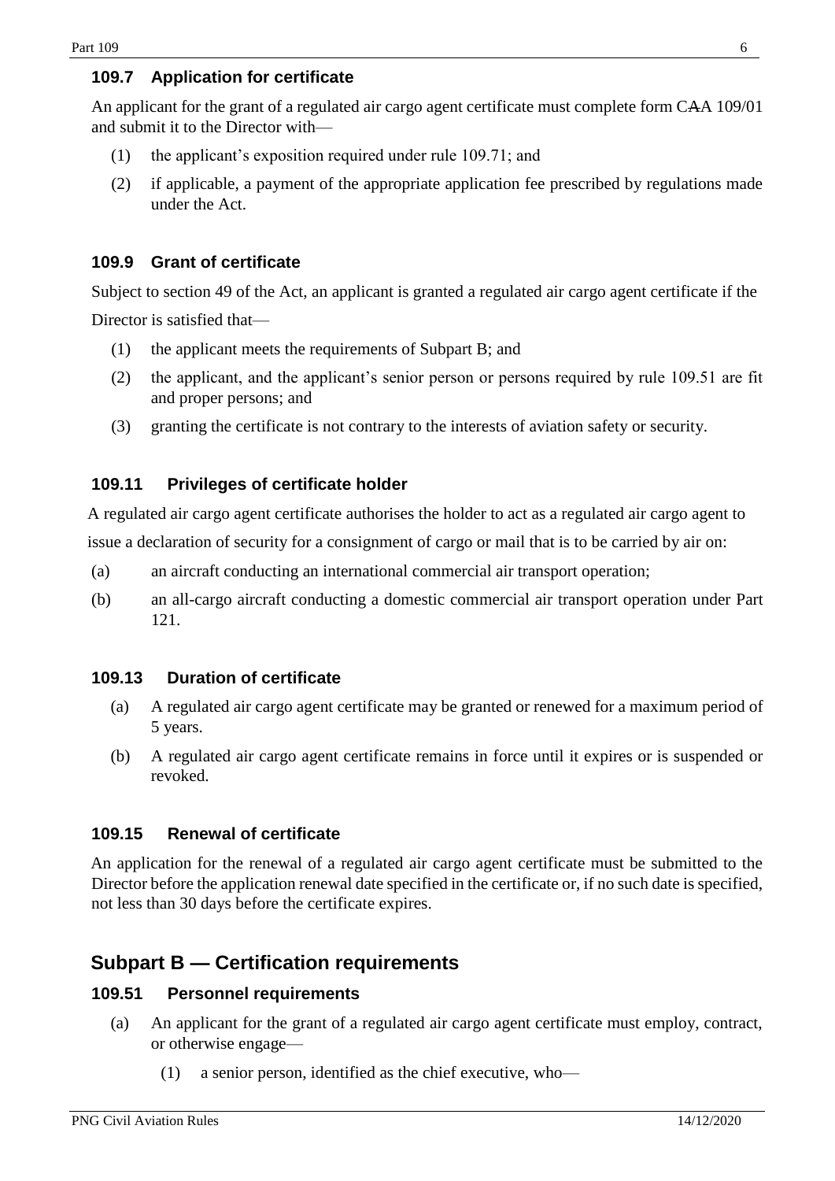### 109.7 Application for certificate

An applicant for the grant of a regulated air cargo agent certificate must complete form CAA 109/01 and submit it to the Director with—

(1) the applicant's exposition required under rule 109.71; and

(2) if applicable, a payment of the appropriate application fee prescribed by regulations made under the Act.

### 109.9 Grant of certificate

Subject to section 49 of the Act, an applicant is granted a regulated air cargo agent certificate if the Director is satisfied that—

(1) the applicant meets the requirements of Subpart B; and

(2) the applicant, and the applicant's senior person or persons required by rule 109.51 are fit and proper persons; and

(3) granting the certificate is not contrary to the interests of aviation safety or security.

### 109.11 Privileges of certificate holder

A regulated air cargo agent certificate authorises the holder to act as a regulated air cargo agent to issue a declaration of security for a consignment of cargo or mail that is to be carried by air on:

(a) an aircraft conducting an international commercial air transport operation;

(b) an all-cargo aircraft conducting a domestic commercial air transport operation under Part 121.

### 109.13 Duration of certificate

(a) A regulated air cargo agent certificate may be granted or renewed for a maximum period of 5 years.

(b) A regulated air cargo agent certificate remains in force until it expires or is suspended or revoked.

### 109.15 Renewal of certificate

An application for the renewal of a regulated air cargo agent certificate must be submitted to the Director before the application renewal date specified in the certificate or, if no such date is specified, not less than 30 days before the certificate expires.

## Subpart B — Certification requirements

### 109.51 Personnel requirements

(a) An applicant for the grant of a regulated air cargo agent certificate must employ, contract, or otherwise engage—

(1) a senior person, identified as the chief executive, who—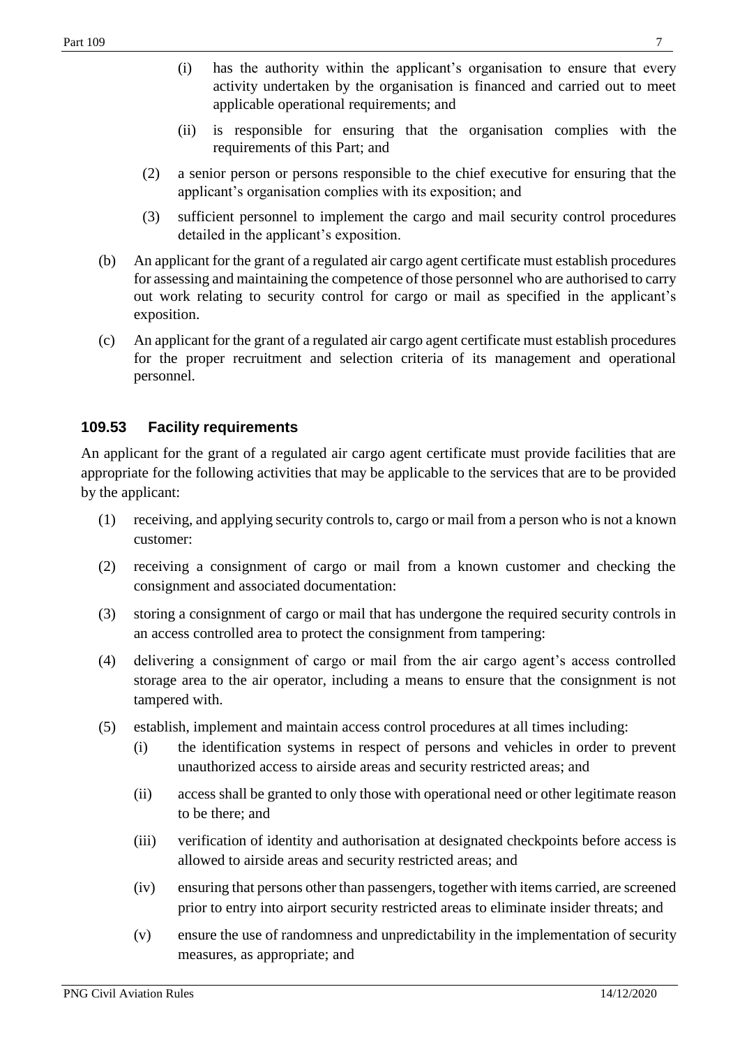(i) has the authority within the applicant's organisation to ensure that every activity undertaken by the organisation is financed and carried out to meet applicable operational requirements; and

(ii) is responsible for ensuring that the organisation complies with the requirements of this Part; and

(2) a senior person or persons responsible to the chief executive for ensuring that the applicant's organisation complies with its exposition; and

(3) sufficient personnel to implement the cargo and mail security control procedures detailed in the applicant's exposition.

(b) An applicant for the grant of a regulated air cargo agent certificate must establish procedures for assessing and maintaining the competence of those personnel who are authorised to carry out work relating to security control for cargo or mail as specified in the applicant's exposition.

(c) An applicant for the grant of a regulated air cargo agent certificate must establish procedures for the proper recruitment and selection criteria of its management and operational personnel.

### 109.53 Facility requirements

An applicant for the grant of a regulated air cargo agent certificate must provide facilities that are appropriate for the following activities that may be applicable to the services that are to be provided by the applicant:

(1) receiving, and applying security controls to, cargo or mail from a person who is not a known customer:

(2) receiving a consignment of cargo or mail from a known customer and checking the consignment and associated documentation:

(3) storing a consignment of cargo or mail that has undergone the required security controls in an access controlled area to protect the consignment from tampering:

(4) delivering a consignment of cargo or mail from the air cargo agent's access controlled storage area to the air operator, including a means to ensure that the consignment is not tampered with.

(5) establish, implement and maintain access control procedures at all times including:

(i) the identification systems in respect of persons and vehicles in order to prevent unauthorized access to airside areas and security restricted areas; and

(ii) access shall be granted to only those with operational need or other legitimate reason to be there; and

(iii) verification of identity and authorisation at designated checkpoints before access is allowed to airside areas and security restricted areas; and

(iv) ensuring that persons other than passengers, together with items carried, are screened prior to entry into airport security restricted areas to eliminate insider threats; and

(v) ensure the use of randomness and unpredictability in the implementation of security measures, as appropriate; and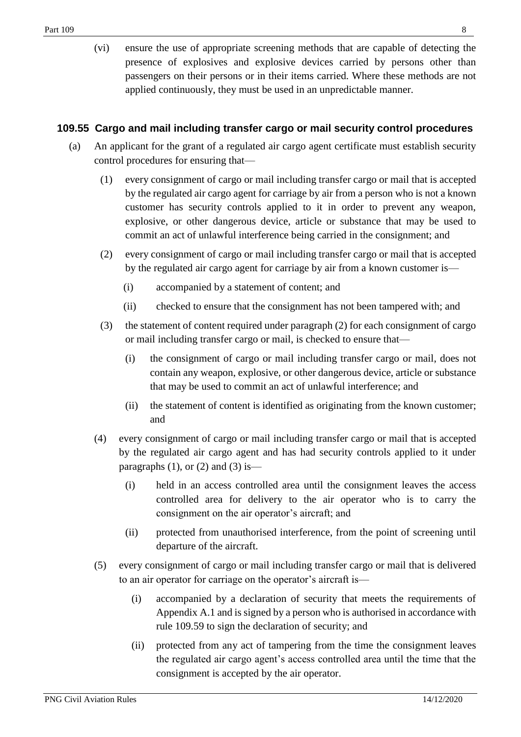(vi) ensure the use of appropriate screening methods that are capable of detecting the presence of explosives and explosive devices carried by persons other than passengers on their persons or in their items carried. Where these methods are not applied continuously, they must be used in an unpredictable manner.

## 109.55 Cargo and mail including transfer cargo or mail security control procedures

(a) An applicant for the grant of a regulated air cargo agent certificate must establish security control procedures for ensuring that—

(1) every consignment of cargo or mail including transfer cargo or mail that is accepted by the regulated air cargo agent for carriage by air from a person who is not a known customer has security controls applied to it in order to prevent any weapon, explosive, or other dangerous device, article or substance that may be used to commit an act of unlawful interference being carried in the consignment; and

(2) every consignment of cargo or mail including transfer cargo or mail that is accepted by the regulated air cargo agent for carriage by air from a known customer is—

(i) accompanied by a statement of content; and

(ii) checked to ensure that the consignment has not been tampered with; and

(3) the statement of content required under paragraph (2) for each consignment of cargo or mail including transfer cargo or mail, is checked to ensure that—

(i) the consignment of cargo or mail including transfer cargo or mail, does not contain any weapon, explosive, or other dangerous device, article or substance that may be used to commit an act of unlawful interference; and

(ii) the statement of content is identified as originating from the known customer; and

(4) every consignment of cargo or mail including transfer cargo or mail that is accepted by the regulated air cargo agent and has had security controls applied to it under paragraphs (1), or (2) and (3) is—

(i) held in an access controlled area until the consignment leaves the access controlled area for delivery to the air operator who is to carry the consignment on the air operator's aircraft; and

(ii) protected from unauthorised interference, from the point of screening until departure of the aircraft.

(5) every consignment of cargo or mail including transfer cargo or mail that is delivered to an air operator for carriage on the operator's aircraft is—

(i) accompanied by a declaration of security that meets the requirements of Appendix A.1 and is signed by a person who is authorised in accordance with rule 109.59 to sign the declaration of security; and

(ii) protected from any act of tampering from the time the consignment leaves the regulated air cargo agent's access controlled area until the time that the consignment is accepted by the air operator.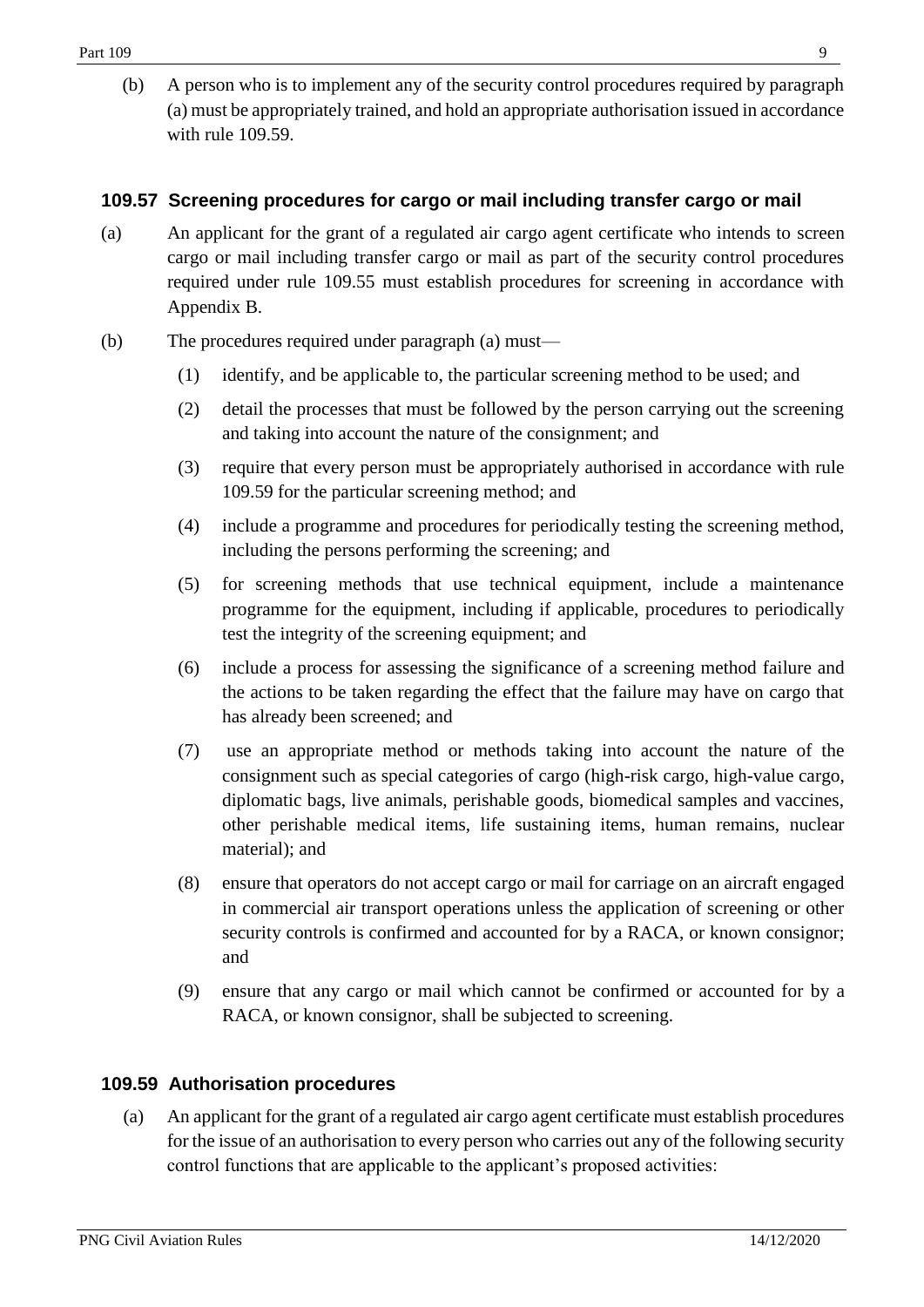(b) A person who is to implement any of the security control procedures required by paragraph (a) must be appropriately trained, and hold an appropriate authorisation issued in accordance with rule 109.59.

### 109.57 Screening procedures for cargo or mail including transfer cargo or mail

(a) An applicant for the grant of a regulated air cargo agent certificate who intends to screen cargo or mail including transfer cargo or mail as part of the security control procedures required under rule 109.55 must establish procedures for screening in accordance with Appendix B.

(b) The procedures required under paragraph (a) must—

(1) identify, and be applicable to, the particular screening method to be used; and

(2) detail the processes that must be followed by the person carrying out the screening and taking into account the nature of the consignment; and

(3) require that every person must be appropriately authorised in accordance with rule 109.59 for the particular screening method; and

(4) include a programme and procedures for periodically testing the screening method, including the persons performing the screening; and

(5) for screening methods that use technical equipment, include a maintenance programme for the equipment, including if applicable, procedures to periodically test the integrity of the screening equipment; and

(6) include a process for assessing the significance of a screening method failure and the actions to be taken regarding the effect that the failure may have on cargo that has already been screened; and

(7) use an appropriate method or methods taking into account the nature of the consignment such as special categories of cargo (high-risk cargo, high-value cargo, diplomatic bags, live animals, perishable goods, biomedical samples and vaccines, other perishable medical items, life sustaining items, human remains, nuclear material); and

(8) ensure that operators do not accept cargo or mail for carriage on an aircraft engaged in commercial air transport operations unless the application of screening or other security controls is confirmed and accounted for by a RACA, or known consignor; and

(9) ensure that any cargo or mail which cannot be confirmed or accounted for by a RACA, or known consignor, shall be subjected to screening.

### 109.59 Authorisation procedures

(a) An applicant for the grant of a regulated air cargo agent certificate must establish procedures for the issue of an authorisation to every person who carries out any of the following security control functions that are applicable to the applicant's proposed activities: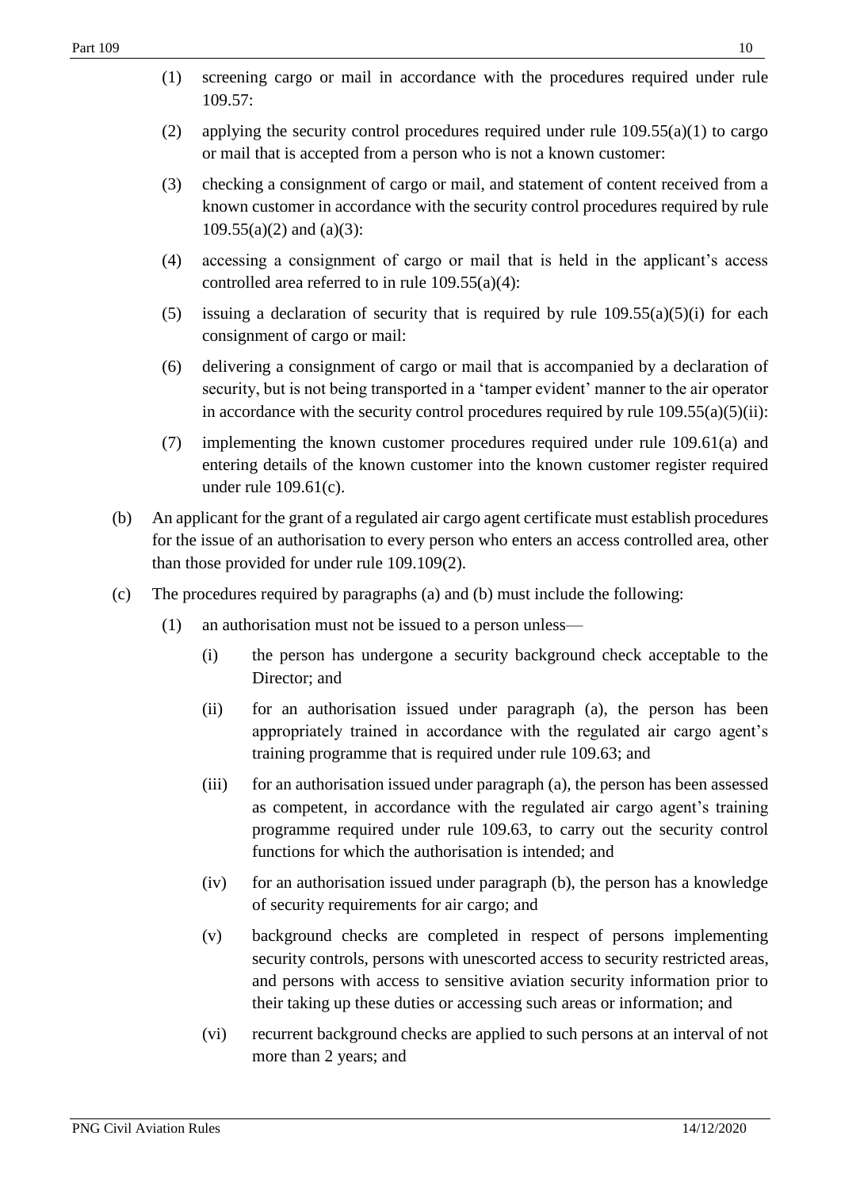(1) screening cargo or mail in accordance with the procedures required under rule 109.57:

(2) applying the security control procedures required under rule 109.55(a)(1) to cargo or mail that is accepted from a person who is not a known customer:

(3) checking a consignment of cargo or mail, and statement of content received from a known customer in accordance with the security control procedures required by rule 109.55(a)(2) and (a)(3):

(4) accessing a consignment of cargo or mail that is held in the applicant's access controlled area referred to in rule 109.55(a)(4):

(5) issuing a declaration of security that is required by rule 109.55(a)(5)(i) for each consignment of cargo or mail:

(6) delivering a consignment of cargo or mail that is accompanied by a declaration of security, but is not being transported in a 'tamper evident' manner to the air operator in accordance with the security control procedures required by rule 109.55(a)(5)(ii):

(7) implementing the known customer procedures required under rule 109.61(a) and entering details of the known customer into the known customer register required under rule 109.61(c).

(b) An applicant for the grant of a regulated air cargo agent certificate must establish procedures for the issue of an authorisation to every person who enters an access controlled area, other than those provided for under rule 109.109(2).

(c) The procedures required by paragraphs (a) and (b) must include the following:

(1) an authorisation must not be issued to a person unless—

(i) the person has undergone a security background check acceptable to the Director; and

(ii) for an authorisation issued under paragraph (a), the person has been appropriately trained in accordance with the regulated air cargo agent's training programme that is required under rule 109.63; and

(iii) for an authorisation issued under paragraph (a), the person has been assessed as competent, in accordance with the regulated air cargo agent's training programme required under rule 109.63, to carry out the security control functions for which the authorisation is intended; and

(iv) for an authorisation issued under paragraph (b), the person has a knowledge of security requirements for air cargo; and

(v) background checks are completed in respect of persons implementing security controls, persons with unescorted access to security restricted areas, and persons with access to sensitive aviation security information prior to their taking up these duties or accessing such areas or information; and

(vi) recurrent background checks are applied to such persons at an interval of not more than 2 years; and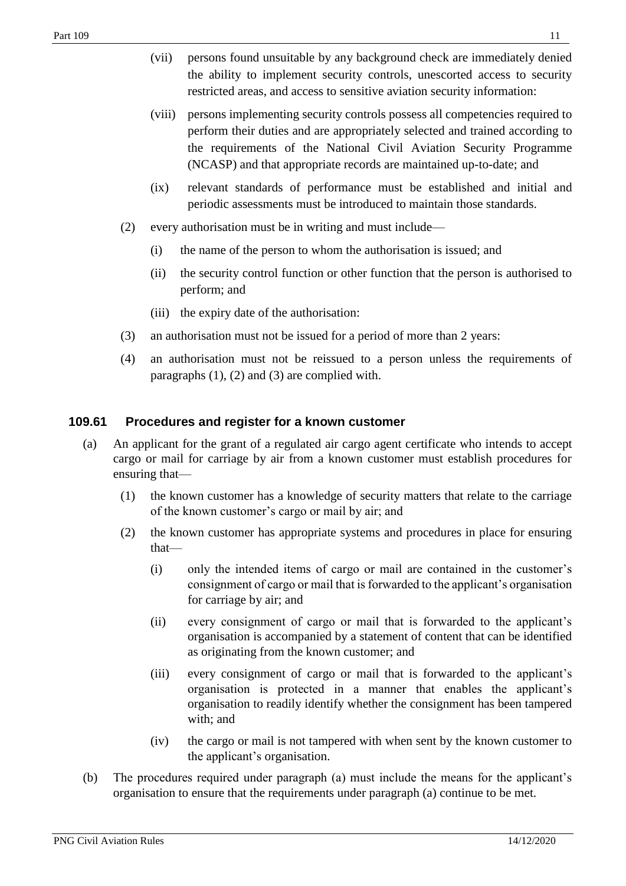(vii) persons found unsuitable by any background check are immediately denied the ability to implement security controls, unescorted access to security restricted areas, and access to sensitive aviation security information:

(viii) persons implementing security controls possess all competencies required to perform their duties and are appropriately selected and trained according to the requirements of the National Civil Aviation Security Programme (NCASP) and that appropriate records are maintained up-to-date; and

(ix) relevant standards of performance must be established and initial and periodic assessments must be introduced to maintain those standards.

(2) every authorisation must be in writing and must include—

(i) the name of the person to whom the authorisation is issued; and

(ii) the security control function or other function that the person is authorised to perform; and

(iii) the expiry date of the authorisation:

(3) an authorisation must not be issued for a period of more than 2 years:

(4) an authorisation must not be reissued to a person unless the requirements of paragraphs (1), (2) and (3) are complied with.

### 109.61 Procedures and register for a known customer

(a) An applicant for the grant of a regulated air cargo agent certificate who intends to accept cargo or mail for carriage by air from a known customer must establish procedures for ensuring that—

(1) the known customer has a knowledge of security matters that relate to the carriage of the known customer's cargo or mail by air; and

(2) the known customer has appropriate systems and procedures in place for ensuring that—

(i) only the intended items of cargo or mail are contained in the customer's consignment of cargo or mail that is forwarded to the applicant's organisation for carriage by air; and

(ii) every consignment of cargo or mail that is forwarded to the applicant's organisation is accompanied by a statement of content that can be identified as originating from the known customer; and

(iii) every consignment of cargo or mail that is forwarded to the applicant's organisation is protected in a manner that enables the applicant's organisation to readily identify whether the consignment has been tampered with; and

(iv) the cargo or mail is not tampered with when sent by the known customer to the applicant's organisation.

(b) The procedures required under paragraph (a) must include the means for the applicant's organisation to ensure that the requirements under paragraph (a) continue to be met.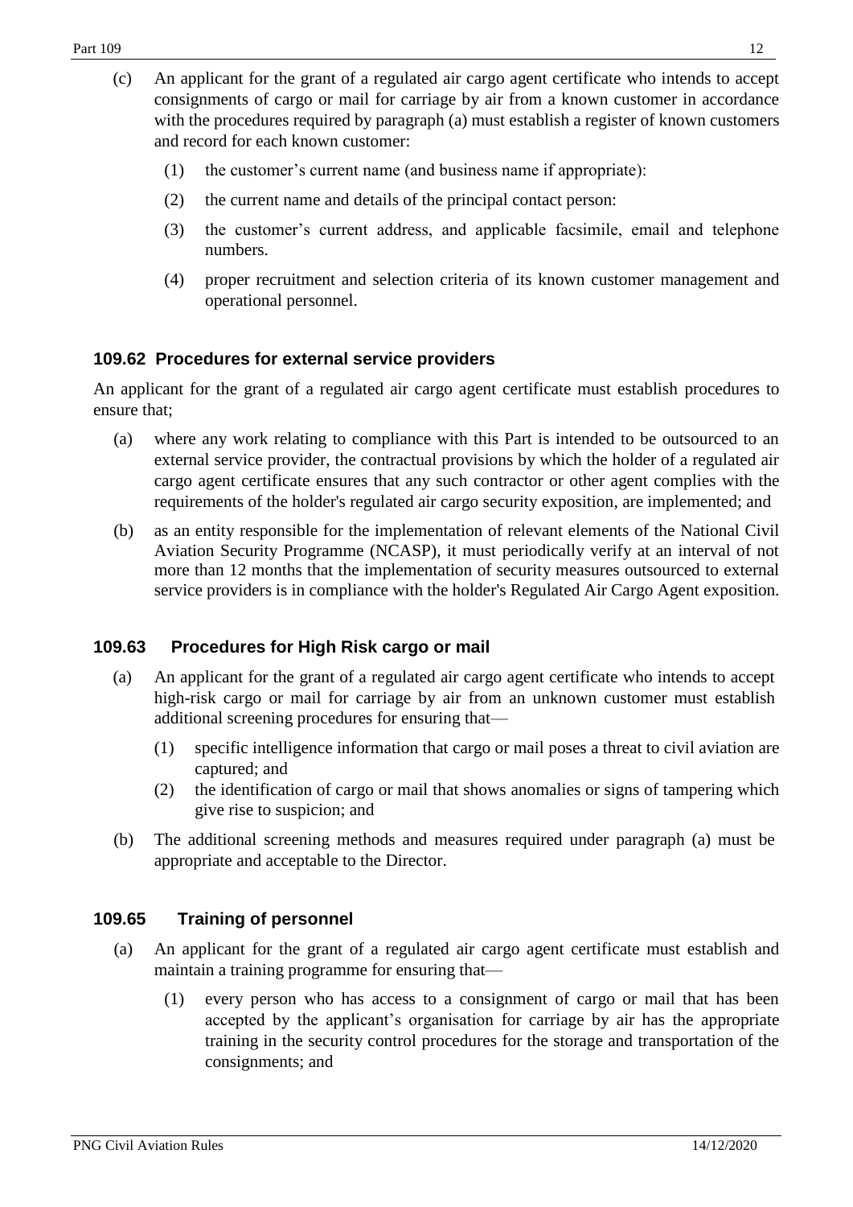(c) An applicant for the grant of a regulated air cargo agent certificate who intends to accept consignments of cargo or mail for carriage by air from a known customer in accordance with the procedures required by paragraph (a) must establish a register of known customers and record for each known customer:

  (1) the customer's current name (and business name if appropriate):

  (2) the current name and details of the principal contact person:

  (3) the customer's current address, and applicable facsimile, email and telephone numbers.

  (4) proper recruitment and selection criteria of its known customer management and operational personnel.

### 109.62 Procedures for external service providers

An applicant for the grant of a regulated air cargo agent certificate must establish procedures to ensure that;

(a) where any work relating to compliance with this Part is intended to be outsourced to an external service provider, the contractual provisions by which the holder of a regulated air cargo agent certificate ensures that any such contractor or other agent complies with the requirements of the holder's regulated air cargo security exposition, are implemented; and

(b) as an entity responsible for the implementation of relevant elements of the National Civil Aviation Security Programme (NCASP), it must periodically verify at an interval of not more than 12 months that the implementation of security measures outsourced to external service providers is in compliance with the holder's Regulated Air Cargo Agent exposition.

### 109.63 Procedures for High Risk cargo or mail

(a) An applicant for the grant of a regulated air cargo agent certificate who intends to accept high-risk cargo or mail for carriage by air from an unknown customer must establish additional screening procedures for ensuring that—

  (1) specific intelligence information that cargo or mail poses a threat to civil aviation are captured; and

  (2) the identification of cargo or mail that shows anomalies or signs of tampering which give rise to suspicion; and

(b) The additional screening methods and measures required under paragraph (a) must be appropriate and acceptable to the Director.

### 109.65 Training of personnel

(a) An applicant for the grant of a regulated air cargo agent certificate must establish and maintain a training programme for ensuring that—

  (1) every person who has access to a consignment of cargo or mail that has been accepted by the applicant's organisation for carriage by air has the appropriate training in the security control procedures for the storage and transportation of the consignments; and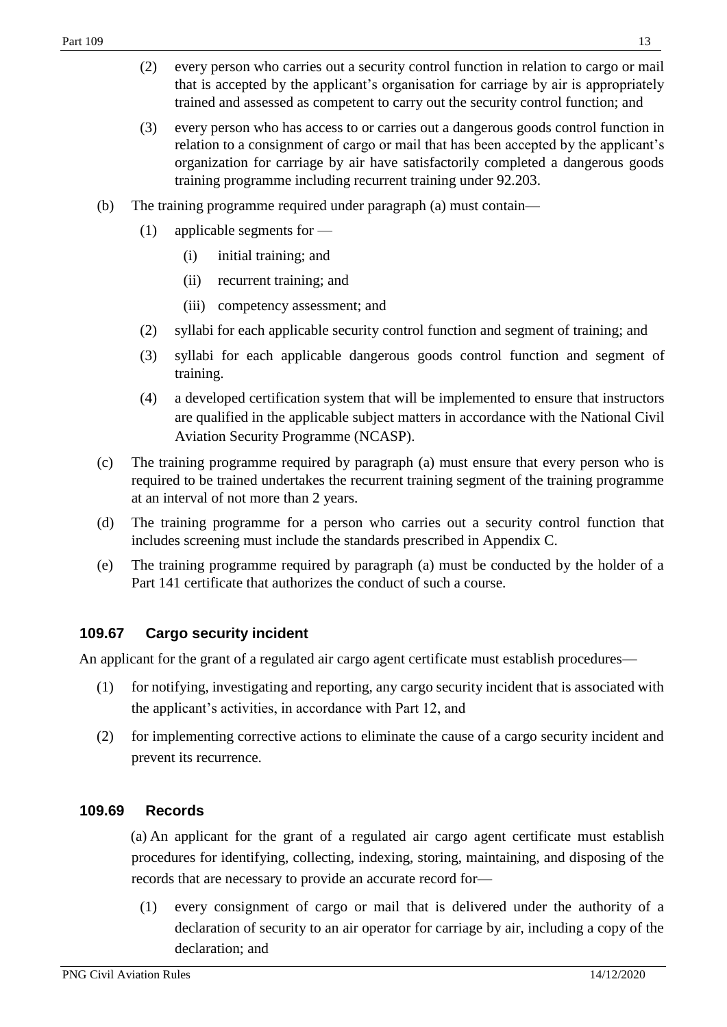(2) every person who carries out a security control function in relation to cargo or mail that is accepted by the applicant's organisation for carriage by air is appropriately trained and assessed as competent to carry out the security control function; and

(3) every person who has access to or carries out a dangerous goods control function in relation to a consignment of cargo or mail that has been accepted by the applicant's organization for carriage by air have satisfactorily completed a dangerous goods training programme including recurrent training under 92.203.

(b) The training programme required under paragraph (a) must contain—

(1) applicable segments for —

(i) initial training; and

(ii) recurrent training; and

(iii) competency assessment; and

(2) syllabi for each applicable security control function and segment of training; and

(3) syllabi for each applicable dangerous goods control function and segment of training.

(4) a developed certification system that will be implemented to ensure that instructors are qualified in the applicable subject matters in accordance with the National Civil Aviation Security Programme (NCASP).

(c) The training programme required by paragraph (a) must ensure that every person who is required to be trained undertakes the recurrent training segment of the training programme at an interval of not more than 2 years.

(d) The training programme for a person who carries out a security control function that includes screening must include the standards prescribed in Appendix C.

(e) The training programme required by paragraph (a) must be conducted by the holder of a Part 141 certificate that authorizes the conduct of such a course.

### 109.67 Cargo security incident

An applicant for the grant of a regulated air cargo agent certificate must establish procedures—

(1) for notifying, investigating and reporting, any cargo security incident that is associated with the applicant's activities, in accordance with Part 12, and

(2) for implementing corrective actions to eliminate the cause of a cargo security incident and prevent its recurrence.

### 109.69 Records

(a) An applicant for the grant of a regulated air cargo agent certificate must establish procedures for identifying, collecting, indexing, storing, maintaining, and disposing of the records that are necessary to provide an accurate record for—

(1) every consignment of cargo or mail that is delivered under the authority of a declaration of security to an air operator for carriage by air, including a copy of the declaration; and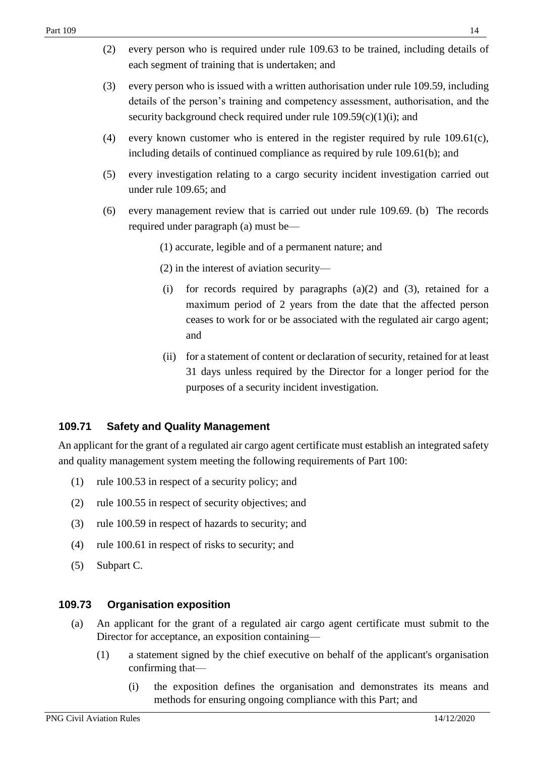(2) every person who is required under rule 109.63 to be trained, including details of each segment of training that is undertaken; and

(3) every person who is issued with a written authorisation under rule 109.59, including details of the person's training and competency assessment, authorisation, and the security background check required under rule 109.59(c)(1)(i); and

(4) every known customer who is entered in the register required by rule 109.61(c), including details of continued compliance as required by rule 109.61(b); and

(5) every investigation relating to a cargo security incident investigation carried out under rule 109.65; and

(6) every management review that is carried out under rule 109.69. (b) The records required under paragraph (a) must be—

(1) accurate, legible and of a permanent nature; and

(2) in the interest of aviation security—

(i) for records required by paragraphs (a)(2) and (3), retained for a maximum period of 2 years from the date that the affected person ceases to work for or be associated with the regulated air cargo agent; and

(ii) for a statement of content or declaration of security, retained for at least 31 days unless required by the Director for a longer period for the purposes of a security incident investigation.

### 109.71 Safety and Quality Management

An applicant for the grant of a regulated air cargo agent certificate must establish an integrated safety and quality management system meeting the following requirements of Part 100:

(1) rule 100.53 in respect of a security policy; and

(2) rule 100.55 in respect of security objectives; and

(3) rule 100.59 in respect of hazards to security; and

(4) rule 100.61 in respect of risks to security; and

(5) Subpart C.

### 109.73 Organisation exposition

(a) An applicant for the grant of a regulated air cargo agent certificate must submit to the Director for acceptance, an exposition containing—

(1) a statement signed by the chief executive on behalf of the applicant's organisation confirming that—

(i) the exposition defines the organisation and demonstrates its means and methods for ensuring ongoing compliance with this Part; and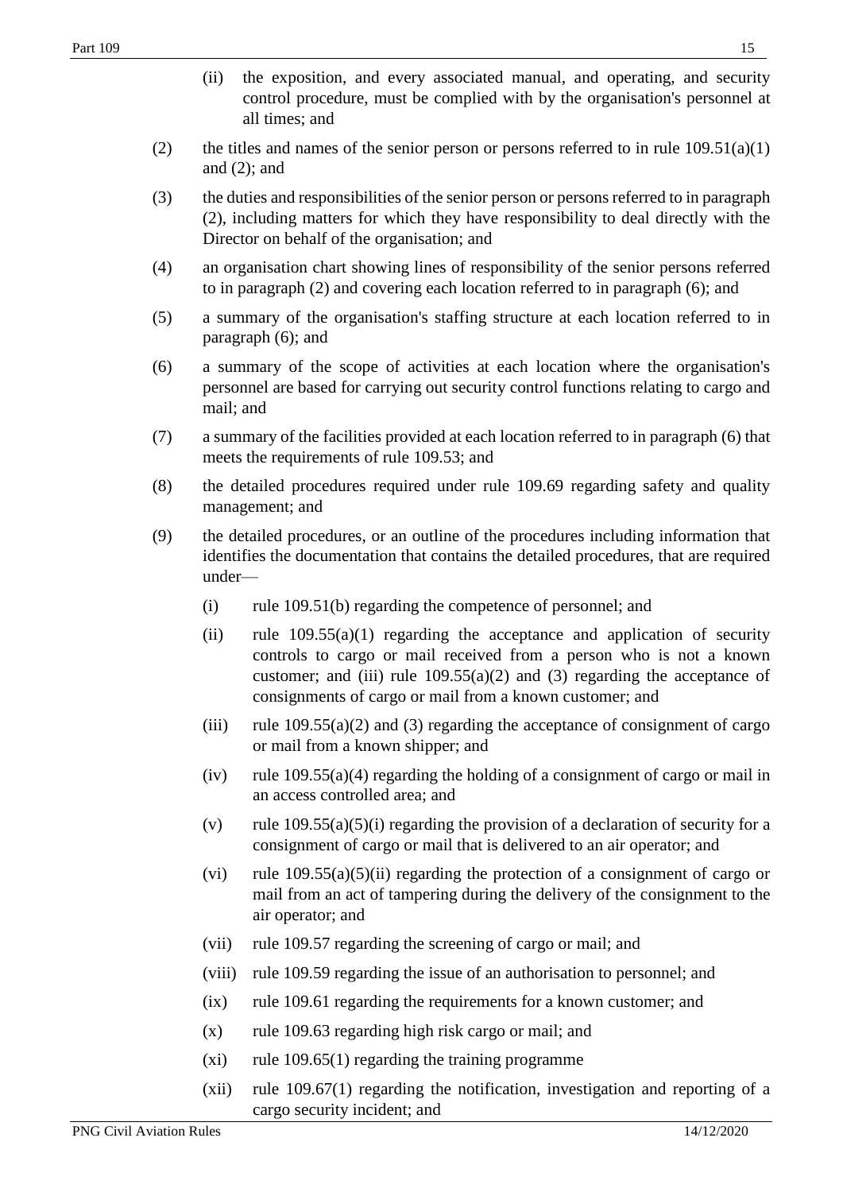(ii) the exposition, and every associated manual, and operating, and security control procedure, must be complied with by the organisation's personnel at all times; and

(2) the titles and names of the senior person or persons referred to in rule 109.51(a)(1) and (2); and

(3) the duties and responsibilities of the senior person or persons referred to in paragraph (2), including matters for which they have responsibility to deal directly with the Director on behalf of the organisation; and

(4) an organisation chart showing lines of responsibility of the senior persons referred to in paragraph (2) and covering each location referred to in paragraph (6); and

(5) a summary of the organisation's staffing structure at each location referred to in paragraph (6); and

(6) a summary of the scope of activities at each location where the organisation's personnel are based for carrying out security control functions relating to cargo and mail; and

(7) a summary of the facilities provided at each location referred to in paragraph (6) that meets the requirements of rule 109.53; and

(8) the detailed procedures required under rule 109.69 regarding safety and quality management; and

(9) the detailed procedures, or an outline of the procedures including information that identifies the documentation that contains the detailed procedures, that are required under—

  (i) rule 109.51(b) regarding the competence of personnel; and

  (ii) rule 109.55(a)(1) regarding the acceptance and application of security controls to cargo or mail received from a person who is not a known customer; and (iii) rule 109.55(a)(2) and (3) regarding the acceptance of consignments of cargo or mail from a known customer; and

  (iii) rule 109.55(a)(2) and (3) regarding the acceptance of consignment of cargo or mail from a known shipper; and

  (iv) rule 109.55(a)(4) regarding the holding of a consignment of cargo or mail in an access controlled area; and

  (v) rule 109.55(a)(5)(i) regarding the provision of a declaration of security for a consignment of cargo or mail that is delivered to an air operator; and

  (vi) rule 109.55(a)(5)(ii) regarding the protection of a consignment of cargo or mail from an act of tampering during the delivery of the consignment to the air operator; and

  (vii) rule 109.57 regarding the screening of cargo or mail; and

  (viii) rule 109.59 regarding the issue of an authorisation to personnel; and

  (ix) rule 109.61 regarding the requirements for a known customer; and

  (x) rule 109.63 regarding high risk cargo or mail; and

  (xi) rule 109.65(1) regarding the training programme

  (xii) rule 109.67(1) regarding the notification, investigation and reporting of a cargo security incident; and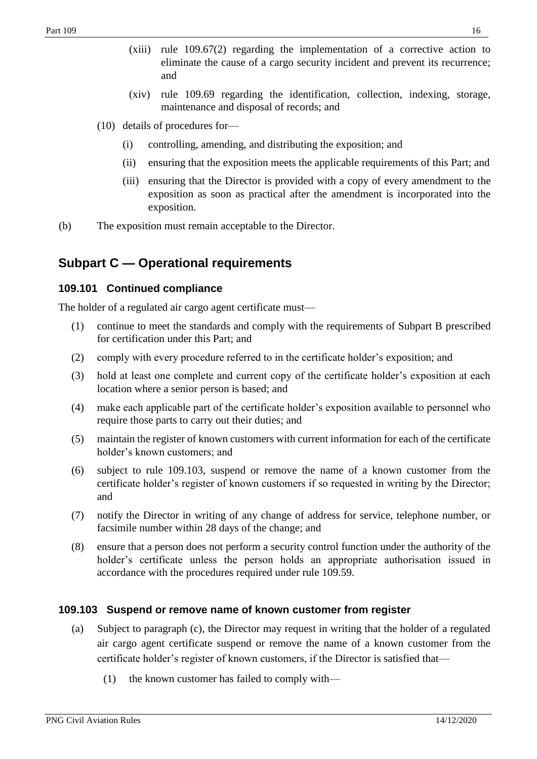(xiii) rule 109.67(2) regarding the implementation of a corrective action to eliminate the cause of a cargo security incident and prevent its recurrence; and

(xiv) rule 109.69 regarding the identification, collection, indexing, storage, maintenance and disposal of records; and

(10) details of procedures for—

(i) controlling, amending, and distributing the exposition; and

(ii) ensuring that the exposition meets the applicable requirements of this Part; and

(iii) ensuring that the Director is provided with a copy of every amendment to the exposition as soon as practical after the amendment is incorporated into the exposition.

(b) The exposition must remain acceptable to the Director.

## Subpart C — Operational requirements

### 109.101 Continued compliance

The holder of a regulated air cargo agent certificate must—

(1) continue to meet the standards and comply with the requirements of Subpart B prescribed for certification under this Part; and

(2) comply with every procedure referred to in the certificate holder's exposition; and

(3) hold at least one complete and current copy of the certificate holder's exposition at each location where a senior person is based; and

(4) make each applicable part of the certificate holder's exposition available to personnel who require those parts to carry out their duties; and

(5) maintain the register of known customers with current information for each of the certificate holder's known customers; and

(6) subject to rule 109.103, suspend or remove the name of a known customer from the certificate holder's register of known customers if so requested in writing by the Director; and

(7) notify the Director in writing of any change of address for service, telephone number, or facsimile number within 28 days of the change; and

(8) ensure that a person does not perform a security control function under the authority of the holder's certificate unless the person holds an appropriate authorisation issued in accordance with the procedures required under rule 109.59.

### 109.103 Suspend or remove name of known customer from register

(a) Subject to paragraph (c), the Director may request in writing that the holder of a regulated air cargo agent certificate suspend or remove the name of a known customer from the certificate holder's register of known customers, if the Director is satisfied that—

(1) the known customer has failed to comply with—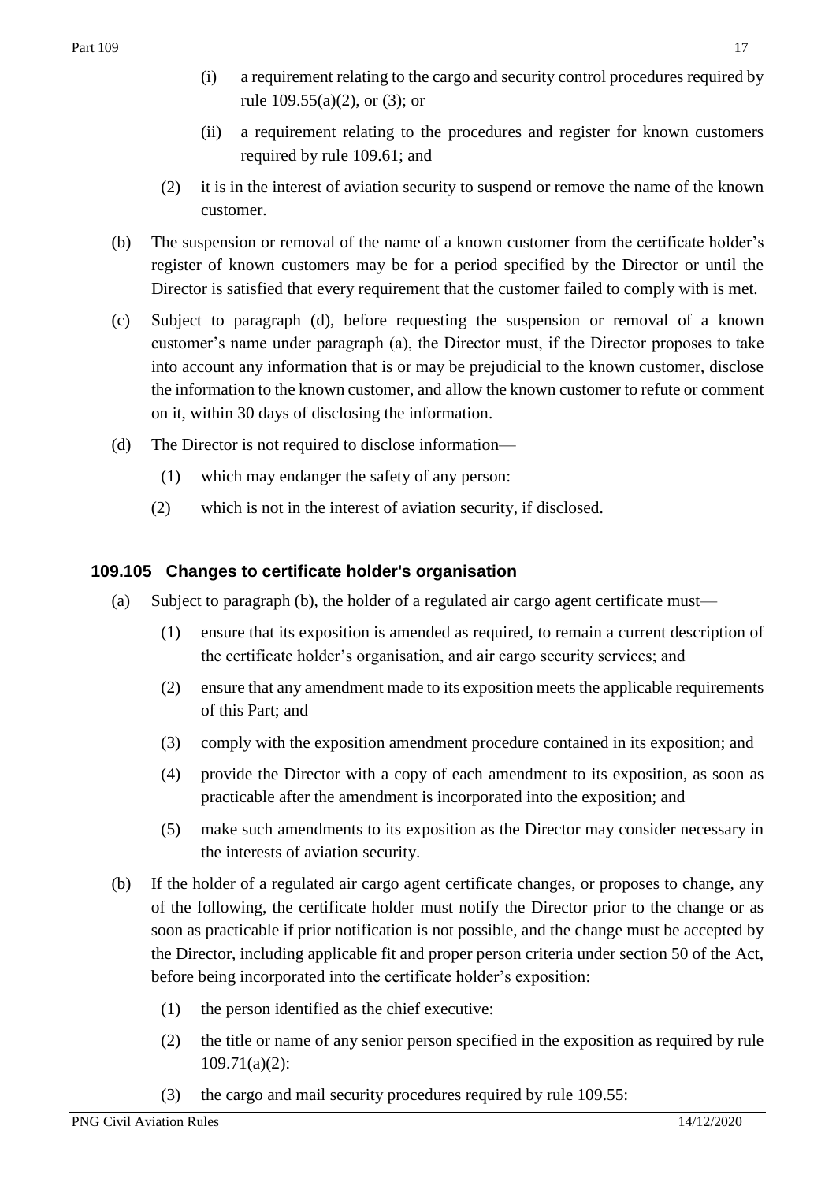(i) a requirement relating to the cargo and security control procedures required by rule 109.55(a)(2), or (3); or

(ii) a requirement relating to the procedures and register for known customers required by rule 109.61; and

(2) it is in the interest of aviation security to suspend or remove the name of the known customer.

(b) The suspension or removal of the name of a known customer from the certificate holder's register of known customers may be for a period specified by the Director or until the Director is satisfied that every requirement that the customer failed to comply with is met.

(c) Subject to paragraph (d), before requesting the suspension or removal of a known customer's name under paragraph (a), the Director must, if the Director proposes to take into account any information that is or may be prejudicial to the known customer, disclose the information to the known customer, and allow the known customer to refute or comment on it, within 30 days of disclosing the information.

(d) The Director is not required to disclose information—

(1) which may endanger the safety of any person:

(2) which is not in the interest of aviation security, if disclosed.

### 109.105 Changes to certificate holder's organisation

(a) Subject to paragraph (b), the holder of a regulated air cargo agent certificate must—

(1) ensure that its exposition is amended as required, to remain a current description of the certificate holder's organisation, and air cargo security services; and

(2) ensure that any amendment made to its exposition meets the applicable requirements of this Part; and

(3) comply with the exposition amendment procedure contained in its exposition; and

(4) provide the Director with a copy of each amendment to its exposition, as soon as practicable after the amendment is incorporated into the exposition; and

(5) make such amendments to its exposition as the Director may consider necessary in the interests of aviation security.

(b) If the holder of a regulated air cargo agent certificate changes, or proposes to change, any of the following, the certificate holder must notify the Director prior to the change or as soon as practicable if prior notification is not possible, and the change must be accepted by the Director, including applicable fit and proper person criteria under section 50 of the Act, before being incorporated into the certificate holder's exposition:

(1) the person identified as the chief executive:

(2) the title or name of any senior person specified in the exposition as required by rule 109.71(a)(2):

(3) the cargo and mail security procedures required by rule 109.55: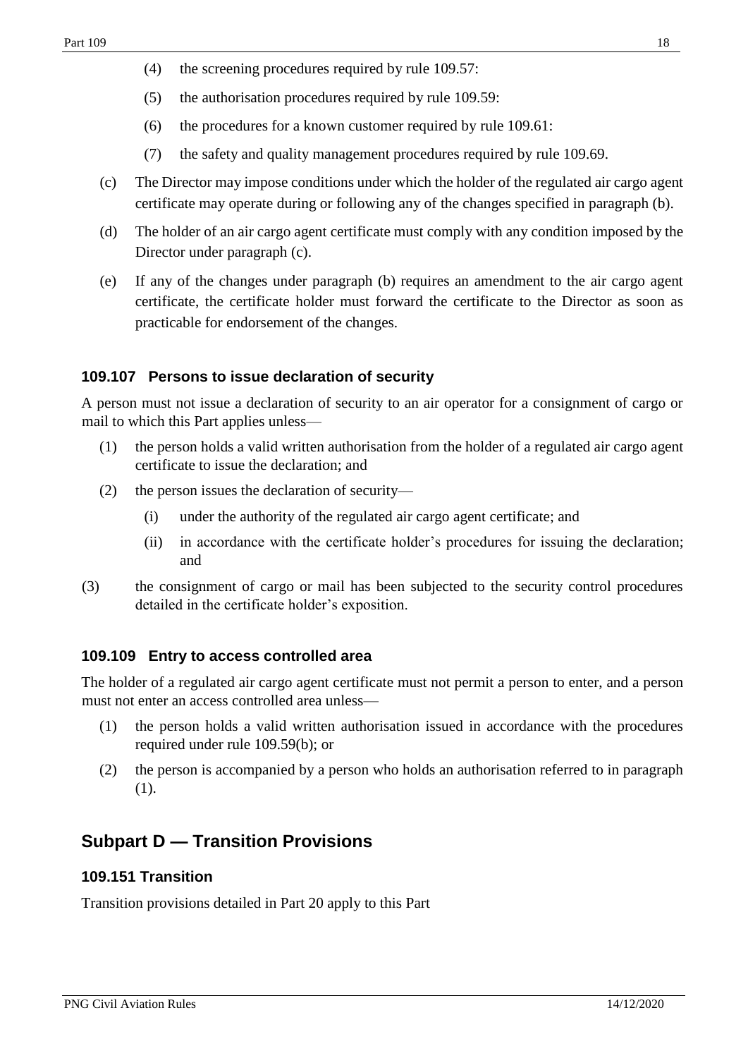(4) the screening procedures required by rule 109.57:

(5) the authorisation procedures required by rule 109.59:

(6) the procedures for a known customer required by rule 109.61:

(7) the safety and quality management procedures required by rule 109.69.

(c) The Director may impose conditions under which the holder of the regulated air cargo agent certificate may operate during or following any of the changes specified in paragraph (b).

(d) The holder of an air cargo agent certificate must comply with any condition imposed by the Director under paragraph (c).

(e) If any of the changes under paragraph (b) requires an amendment to the air cargo agent certificate, the certificate holder must forward the certificate to the Director as soon as practicable for endorsement of the changes.

### 109.107 Persons to issue declaration of security

A person must not issue a declaration of security to an air operator for a consignment of cargo or mail to which this Part applies unless—

(1) the person holds a valid written authorisation from the holder of a regulated air cargo agent certificate to issue the declaration; and

(2) the person issues the declaration of security—

(i) under the authority of the regulated air cargo agent certificate; and

(ii) in accordance with the certificate holder's procedures for issuing the declaration; and

(3) the consignment of cargo or mail has been subjected to the security control procedures detailed in the certificate holder's exposition.

### 109.109 Entry to access controlled area

The holder of a regulated air cargo agent certificate must not permit a person to enter, and a person must not enter an access controlled area unless—

(1) the person holds a valid written authorisation issued in accordance with the procedures required under rule 109.59(b); or

(2) the person is accompanied by a person who holds an authorisation referred to in paragraph (1).

## Subpart D — Transition Provisions

### 109.151 Transition

Transition provisions detailed in Part 20 apply to this Part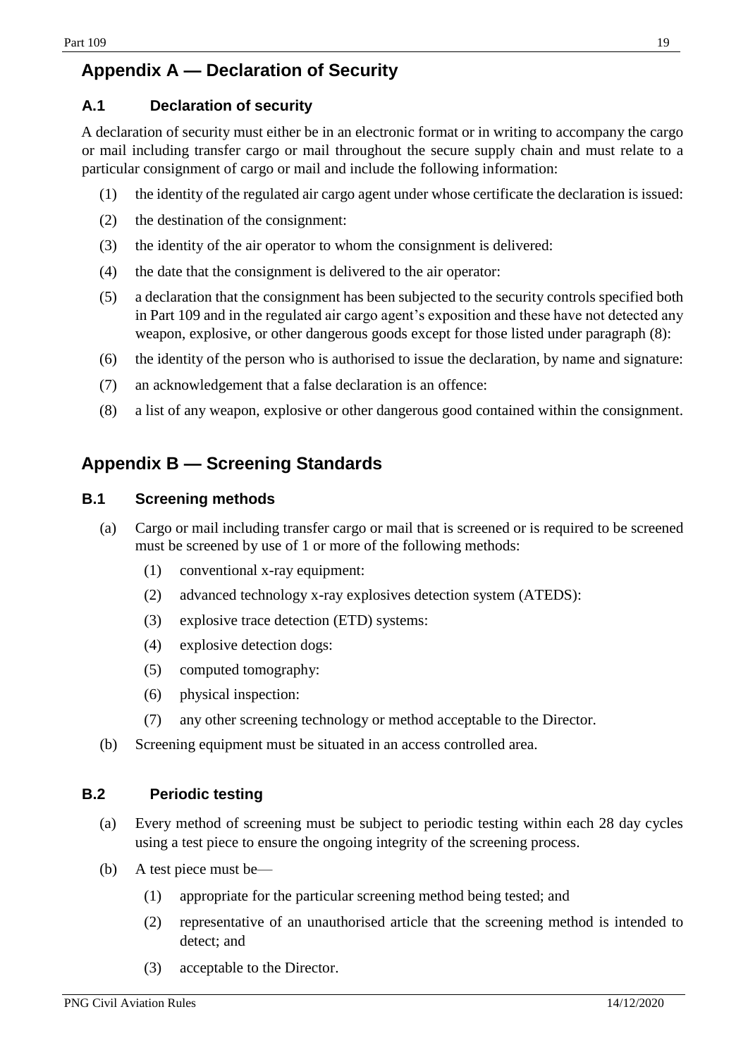# Appendix A — Declaration of Security

## A.1 Declaration of security

A declaration of security must either be in an electronic format or in writing to accompany the cargo or mail including transfer cargo or mail throughout the secure supply chain and must relate to a particular consignment of cargo or mail and include the following information:

(1) the identity of the regulated air cargo agent under whose certificate the declaration is issued:

(2) the destination of the consignment:

(3) the identity of the air operator to whom the consignment is delivered:

(4) the date that the consignment is delivered to the air operator:

(5) a declaration that the consignment has been subjected to the security controls specified both in Part 109 and in the regulated air cargo agent's exposition and these have not detected any weapon, explosive, or other dangerous goods except for those listed under paragraph (8):

(6) the identity of the person who is authorised to issue the declaration, by name and signature:

(7) an acknowledgement that a false declaration is an offence:

(8) a list of any weapon, explosive or other dangerous good contained within the consignment.

# Appendix B — Screening Standards

## B.1 Screening methods

(a) Cargo or mail including transfer cargo or mail that is screened or is required to be screened must be screened by use of 1 or more of the following methods:

  (1) conventional x-ray equipment:

  (2) advanced technology x-ray explosives detection system (ATEDS):

  (3) explosive trace detection (ETD) systems:

  (4) explosive detection dogs:

  (5) computed tomography:

  (6) physical inspection:

  (7) any other screening technology or method acceptable to the Director.

(b) Screening equipment must be situated in an access controlled area.

## B.2 Periodic testing

(a) Every method of screening must be subject to periodic testing within each 28 day cycles using a test piece to ensure the ongoing integrity of the screening process.

(b) A test piece must be—

  (1) appropriate for the particular screening method being tested; and

  (2) representative of an unauthorised article that the screening method is intended to detect; and

  (3) acceptable to the Director.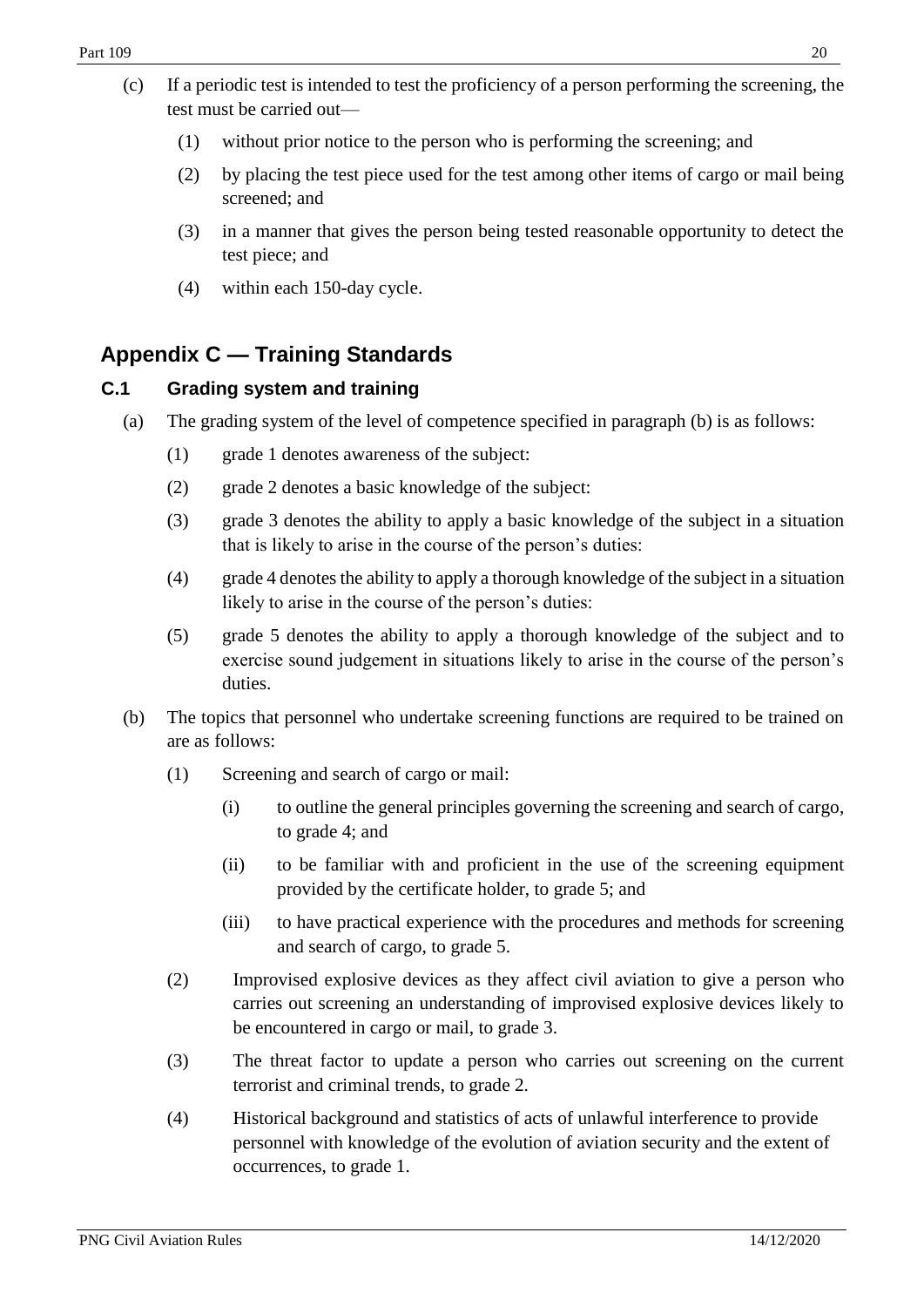(c) If a periodic test is intended to test the proficiency of a person performing the screening, the test must be carried out—

(1) without prior notice to the person who is performing the screening; and

(2) by placing the test piece used for the test among other items of cargo or mail being screened; and

(3) in a manner that gives the person being tested reasonable opportunity to detect the test piece; and

(4) within each 150-day cycle.

## Appendix C — Training Standards

### C.1 Grading system and training

(a) The grading system of the level of competence specified in paragraph (b) is as follows:

(1) grade 1 denotes awareness of the subject:

(2) grade 2 denotes a basic knowledge of the subject:

(3) grade 3 denotes the ability to apply a basic knowledge of the subject in a situation that is likely to arise in the course of the person's duties:

(4) grade 4 denotes the ability to apply a thorough knowledge of the subject in a situation likely to arise in the course of the person's duties:

(5) grade 5 denotes the ability to apply a thorough knowledge of the subject and to exercise sound judgement in situations likely to arise in the course of the person's duties.

(b) The topics that personnel who undertake screening functions are required to be trained on are as follows:

(1) Screening and search of cargo or mail:

(i) to outline the general principles governing the screening and search of cargo, to grade 4; and

(ii) to be familiar with and proficient in the use of the screening equipment provided by the certificate holder, to grade 5; and

(iii) to have practical experience with the procedures and methods for screening and search of cargo, to grade 5.

(2) Improvised explosive devices as they affect civil aviation to give a person who carries out screening an understanding of improvised explosive devices likely to be encountered in cargo or mail, to grade 3.

(3) The threat factor to update a person who carries out screening on the current terrorist and criminal trends, to grade 2.

(4) Historical background and statistics of acts of unlawful interference to provide personnel with knowledge of the evolution of aviation security and the extent of occurrences, to grade 1.